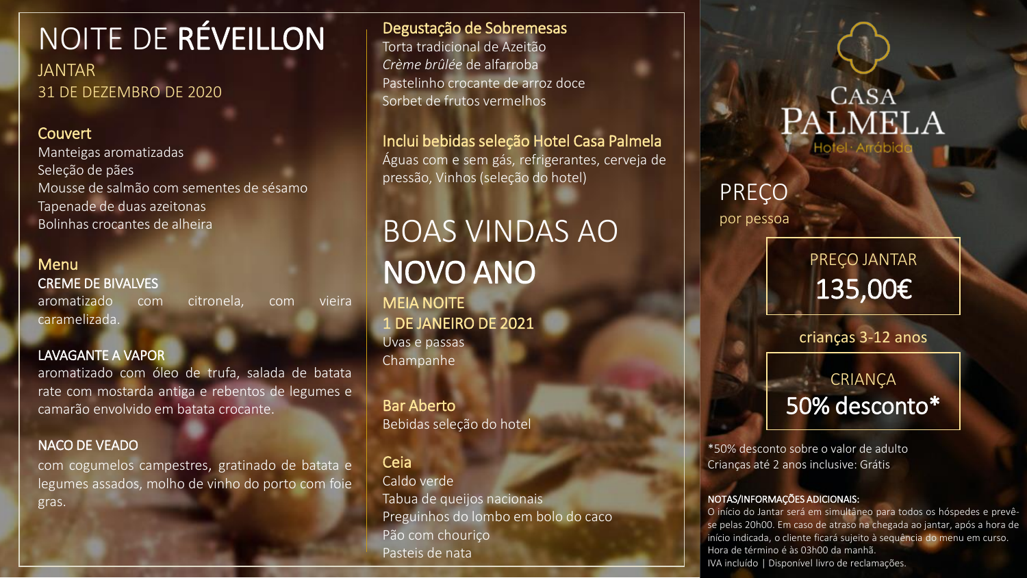# NOITE DE **RÉVEILLON**

JANTAR
31 DE DEZEMBRO DE 2020

## Couvert

Manteigas aromatizadas
Seleção de pães
Mousse de salmão com sementes de sésamo
Tapenade de duas azeitonas
Bolinhas crocantes de alheira

## Menu

**CREME DE BIVALVES**
aromatizado com citronela, com vieira caramelizada.

**LAVAGANTE A VAPOR**
aromatizado com óleo de trufa, salada de batata rate com mostarda antiga e rebentos de legumes e camarão envolvido em batata crocante.

**NACO DE VEADO**
com cogumelos campestres, gratinado de batata e legumes assados, molho de vinho do porto com foie gras.

## Degustação de Sobremesas

Torta tradicional de Azeitão
*Crème brûlée* de alfarroba
Pastelinho crocante de arroz doce
Sorbet de frutos vermelhos

## Inclui bebidas seleção Hotel Casa Palmela

Águas com e sem gás, refrigerantes, cerveja de pressão, Vinhos (seleção do hotel)

# BOAS VINDAS AO **NOVO ANO**

MEIA NOITE
1 DE JANEIRO DE 2021

Uvas e passas
Champanhe

## Bar Aberto

Bebidas seleção do hotel

## Ceia

Caldo verde
Tabua de queijos nacionais
Preguinhos do lombo em bolo do caco
Pão com chouriço
Pasteis de nata

CASA PALMELA
Hotel · Arrábida

## PREÇO

por pessoa

PREÇO JANTAR
**135,00€**

crianças 3-12 anos

CRIANÇA
**50% desconto***

*50% desconto sobre o valor de adulto
Crianças até 2 anos inclusive: Grátis

**NOTAS/INFORMAÇÕES ADICIONAIS:**
O início do Jantar será em simultâneo para todos os hóspedes e prevê-se pelas 20h00. Em caso de atraso na chegada ao jantar, após a hora de início indicada, o cliente ficará sujeito à sequência do menu em curso. Hora de término é às 03h00 da manhã.
IVA incluído | Disponível livro de reclamações.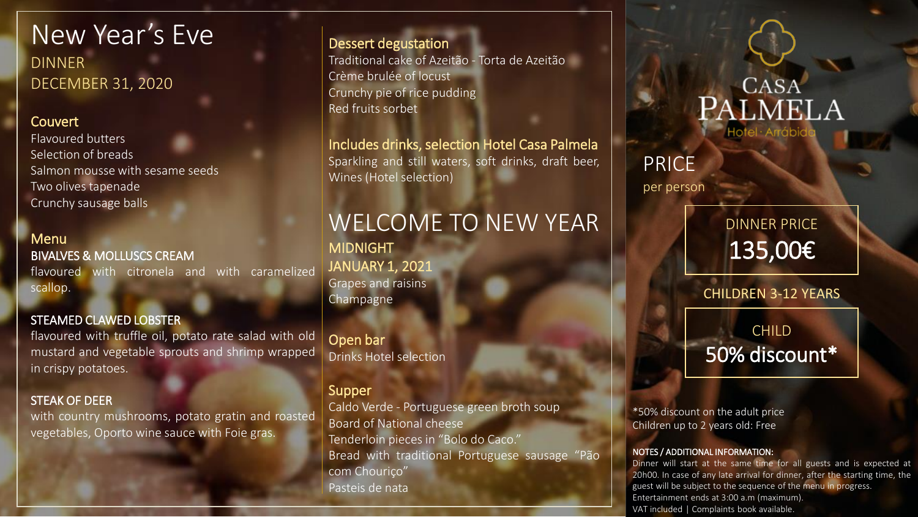# New Year's Eve

## DINNER
## DECEMBER 31, 2020

### Couvert

Flavoured butters
Selection of breads
Salmon mousse with sesame seeds
Two olives tapenade
Crunchy sausage balls

### Menu

**BIVALVES & MOLLUSCS CREAM**
flavoured with citronela and with caramelized scallop.

**STEAMED CLAWED LOBSTER**
flavoured with truffle oil, potato rate salad with old mustard and vegetable sprouts and shrimp wrapped in crispy potatoes.

**STEAK OF DEER**
with country mushrooms, potato gratin and roasted vegetables, Oporto wine sauce with Foie gras.

### Dessert degustation

Traditional cake of Azeitão - Torta de Azeitão
Crème brulée of locust
Crunchy pie of rice pudding
Red fruits sorbet

### Includes drinks, selection Hotel Casa Palmela

Sparkling and still waters, soft drinks, draft beer, Wines (Hotel selection)

## WELCOME TO NEW YEAR

**MIDNIGHT**
**JANUARY 1, 2021**
Grapes and raisins
Champagne

### Open bar

Drinks Hotel selection

### Supper

Caldo Verde - Portuguese green broth soup
Board of National cheese
Tenderloin pieces in "Bolo do Caco."
Bread with traditional Portuguese sausage "Pão com Chouriço"
Pasteis de nata

CASA PALMELA
Hotel · Arrábida

## PRICE
per person

**DINNER PRICE**
**135,00€**

**CHILDREN 3-12 YEARS**

**CHILD**
**50% discount***

*50% discount on the adult price
Children up to 2 years old: Free

**NOTES / ADDITIONAL INFORMATION:**
Dinner will start at the same time for all guests and is expected at 20h00. In case of any late arrival for dinner, after the starting time, the guest will be subject to the sequence of the menu in progress.
Entertainment ends at 3:00 a.m (maximum).
VAT included | Complaints book available.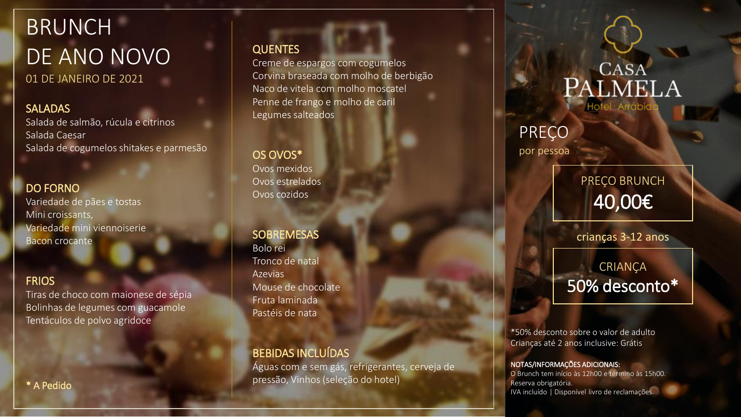# BRUNCH DE ANO NOVO

01 DE JANEIRO DE 2021

## SALADAS

Salada de salmão, rúcula e citrinos
Salada Caesar
Salada de cogumelos shitakes e parmesão

## DO FORNO

Variedade de pães e tostas
Mini croissants,
Variedade mini viennoiserie
Bacon crocante

## FRIOS

Tiras de choco com maionese de sépia
Bolinhas de legumes com guacamole
Tentáculos de polvo agridoce

\* A Pedido

## QUENTES

Creme de espargos com cogumelos
Corvina braseada com molho de berbigão
Naco de vitela com molho moscatel
Penne de frango e molho de caril
Legumes salteados

## OS OVOS*

Ovos mexidos
Ovos estrelados
Ovos cozidos

## SOBREMESAS

Bolo rei
Tronco de natal
Azevias
Mouse de chocolate
Fruta laminada
Pastéis de nata

## BEBIDAS INCLUÍDAS

Águas com e sem gás, refrigerantes, cerveja de pressão, Vinhos (seleção do hotel)

CASA PALMELA
Hotel · Arrábida

## PREÇO

por pessoa

PREÇO BRUNCH
**40,00€**

crianças 3-12 anos

CRIANÇA
**50% desconto***

*50% desconto sobre o valor de adulto
Crianças até 2 anos inclusive: Grátis

**NOTAS/INFORMAÇÕES ADICIONAIS:**
O Brunch tem início às 12h00 e término às 15h00.
Reserva obrigatória.
IVA incluído | Disponível livro de reclamações.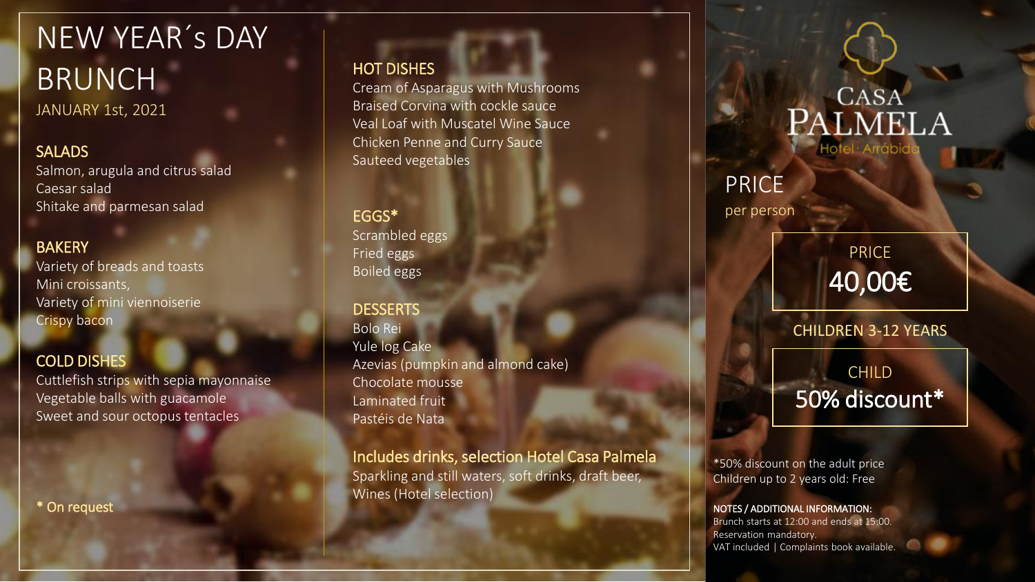# NEW YEAR´s DAY BRUNCH

JANUARY 1st, 2021

## SALADS

Salmon, arugula and citrus salad
Caesar salad
Shitake and parmesan salad

## BAKERY

Variety of breads and toasts
Mini croissants,
Variety of mini viennoiserie
Crispy bacon

## COLD DISHES

Cuttlefish strips with sepia mayonnaise
Vegetable balls with guacamole
Sweet and sour octopus tentacles

* On request

## HOT DISHES

Cream of Asparagus with Mushrooms
Braised Corvina with cockle sauce
Veal Loaf with Muscatel Wine Sauce
Chicken Penne and Curry Sauce
Sauteed vegetables

## EGGS*

Scrambled eggs
Fried eggs
Boiled eggs

## DESSERTS

Bolo Rei
Yule log Cake
Azevias (pumpkin and almond cake)
Chocolate mousse
Laminated fruit
Pastéis de Nata

## Includes drinks, selection Hotel Casa Palmela

Sparkling and still waters, soft drinks, draft beer,
Wines (Hotel selection)

CASA PALMELA
Hotel · Arrábida

## PRICE

per person

PRICE
**40,00€**

CHILDREN 3-12 YEARS

CHILD
**50% discount***

*50% discount on the adult price
Children up to 2 years old: Free

**NOTES / ADDITIONAL INFORMATION:**
Brunch starts at 12:00 and ends at 15:00.
Reservation mandatory.
VAT included | Complaints book available.